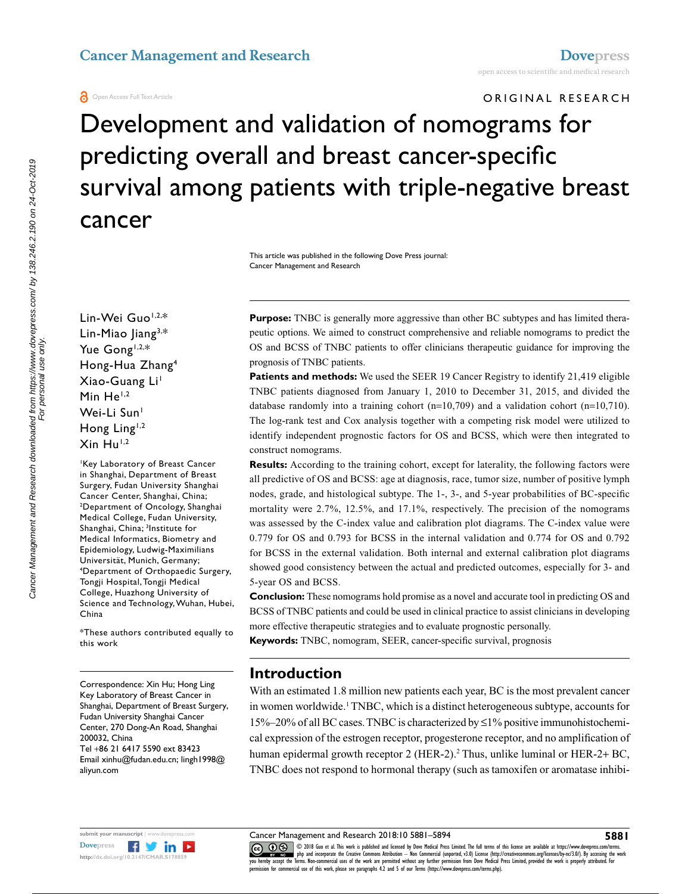ORIGINAL RESEARCH

# Development and validation of nomograms for predicting overall and breast cancer-specific survival among patients with triple-negative breast cancer

This article was published in the following Dove Press journal:
Cancer Management and Research

Lin-Wei Guo[1,2,*]
Lin-Miao Jiang[3,*]
Yue Gong[1,2,*]
Hong-Hua Zhang[4]
Xiao-Guang Li[1]
Min He[1,2]
Wei-Li Sun[1]
Hong Ling[1,2]
Xin Hu[1,2]

[1]Key Laboratory of Breast Cancer in Shanghai, Department of Breast Surgery, Fudan University Shanghai Cancer Center, Shanghai, China; [2]Department of Oncology, Shanghai Medical College, Fudan University, Shanghai, China; [3]Institute for Medical Informatics, Biometry and Epidemiology, Ludwig-Maximilians Universität, Munich, Germany; [4]Department of Orthopaedic Surgery, Tongji Hospital, Tongji Medical College, Huazhong University of Science and Technology, Wuhan, Hubei, China

*These authors contributed equally to this work

Correspondence: Xin Hu; Hong Ling
Key Laboratory of Breast Cancer in Shanghai, Department of Breast Surgery, Fudan University Shanghai Cancer Center, 270 Dong-An Road, Shanghai 200032, China
Tel +86 21 6417 5590 ext 83423
Email xinhu@fudan.edu.cn; lingh1998@aliyun.com

**Purpose:** TNBC is generally more aggressive than other BC subtypes and has limited therapeutic options. We aimed to construct comprehensive and reliable nomograms to predict the OS and BCSS of TNBC patients to offer clinicians therapeutic guidance for improving the prognosis of TNBC patients.

**Patients and methods:** We used the SEER 19 Cancer Registry to identify 21,419 eligible TNBC patients diagnosed from January 1, 2010 to December 31, 2015, and divided the database randomly into a training cohort (n=10,709) and a validation cohort (n=10,710). The log-rank test and Cox analysis together with a competing risk model were utilized to identify independent prognostic factors for OS and BCSS, which were then integrated to construct nomograms.

**Results:** According to the training cohort, except for laterality, the following factors were all predictive of OS and BCSS: age at diagnosis, race, tumor size, number of positive lymph nodes, grade, and histological subtype. The 1-, 3-, and 5-year probabilities of BC-specific mortality were 2.7%, 12.5%, and 17.1%, respectively. The precision of the nomograms was assessed by the C-index value and calibration plot diagrams. The C-index value were 0.779 for OS and 0.793 for BCSS in the internal validation and 0.774 for OS and 0.792 for BCSS in the external validation. Both internal and external calibration plot diagrams showed good consistency between the actual and predicted outcomes, especially for 3- and 5-year OS and BCSS.

**Conclusion:** These nomograms hold promise as a novel and accurate tool in predicting OS and BCSS of TNBC patients and could be used in clinical practice to assist clinicians in developing more effective therapeutic strategies and to evaluate prognostic personally.

**Keywords:** TNBC, nomogram, SEER, cancer-specific survival, prognosis

## Introduction

With an estimated 1.8 million new patients each year, BC is the most prevalent cancer in women worldwide.[1] TNBC, which is a distinct heterogeneous subtype, accounts for 15%–20% of all BC cases. TNBC is characterized by ≤1% positive immunohistochemical expression of the estrogen receptor, progesterone receptor, and no amplification of human epidermal growth receptor 2 (HER-2).[2] Thus, unlike luminal or HER-2+ BC, TNBC does not respond to hormonal therapy (such as tamoxifen or aromatase inhibi-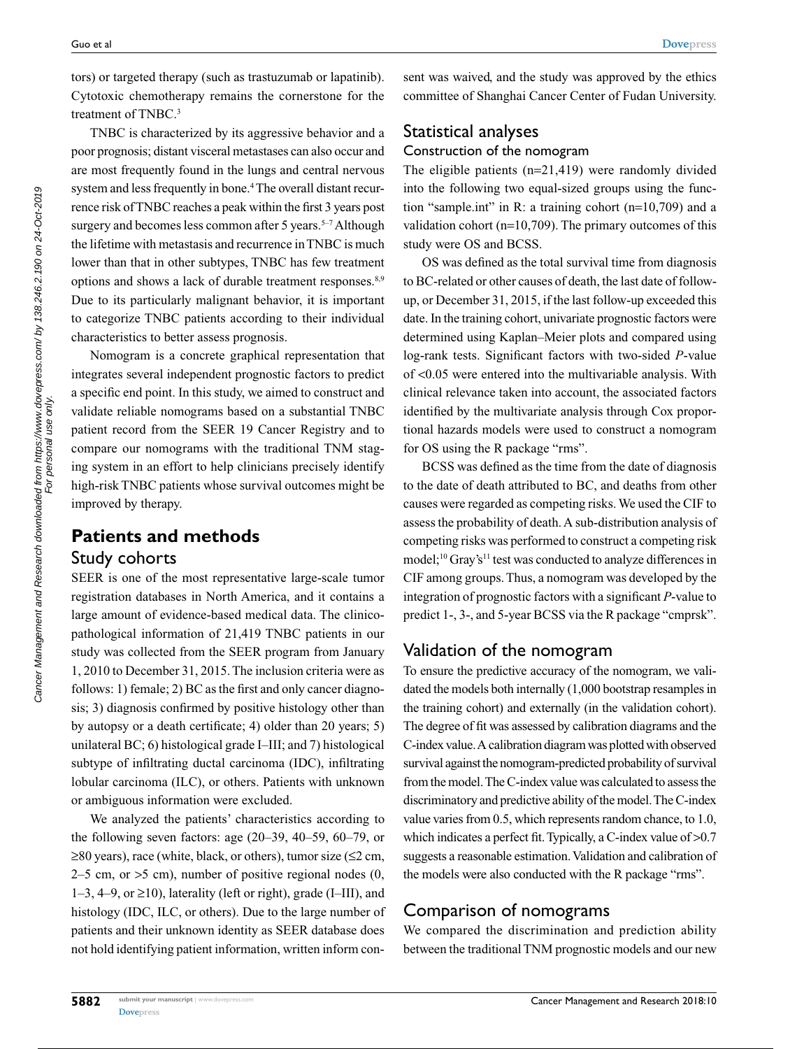tors) or targeted therapy (such as trastuzumab or lapatinib). Cytotoxic chemotherapy remains the cornerstone for the treatment of TNBC.[3]

TNBC is characterized by its aggressive behavior and a poor prognosis; distant visceral metastases can also occur and are most frequently found in the lungs and central nervous system and less frequently in bone.[4] The overall distant recurrence risk of TNBC reaches a peak within the first 3 years post surgery and becomes less common after 5 years.[5–7] Although the lifetime with metastasis and recurrence in TNBC is much lower than that in other subtypes, TNBC has few treatment options and shows a lack of durable treatment responses.[8,9] Due to its particularly malignant behavior, it is important to categorize TNBC patients according to their individual characteristics to better assess prognosis.

Nomogram is a concrete graphical representation that integrates several independent prognostic factors to predict a specific end point. In this study, we aimed to construct and validate reliable nomograms based on a substantial TNBC patient record from the SEER 19 Cancer Registry and to compare our nomograms with the traditional TNM staging system in an effort to help clinicians precisely identify high-risk TNBC patients whose survival outcomes might be improved by therapy.

## Patients and methods

### Study cohorts

SEER is one of the most representative large-scale tumor registration databases in North America, and it contains a large amount of evidence-based medical data. The clinicopathological information of 21,419 TNBC patients in our study was collected from the SEER program from January 1, 2010 to December 31, 2015. The inclusion criteria were as follows: 1) female; 2) BC as the first and only cancer diagnosis; 3) diagnosis confirmed by positive histology other than by autopsy or a death certificate; 4) older than 20 years; 5) unilateral BC; 6) histological grade I–III; and 7) histological subtype of infiltrating ductal carcinoma (IDC), infiltrating lobular carcinoma (ILC), or others. Patients with unknown or ambiguous information were excluded.

We analyzed the patients' characteristics according to the following seven factors: age (20–39, 40–59, 60–79, or ≥80 years), race (white, black, or others), tumor size (≤2 cm, 2–5 cm, or >5 cm), number of positive regional nodes (0, 1–3, 4–9, or ≥10), laterality (left or right), grade (I–III), and histology (IDC, ILC, or others). Due to the large number of patients and their unknown identity as SEER database does not hold identifying patient information, written inform consent was waived, and the study was approved by the ethics committee of Shanghai Cancer Center of Fudan University.

### Statistical analyses

#### Construction of the nomogram

The eligible patients (n=21,419) were randomly divided into the following two equal-sized groups using the function "sample.int" in R: a training cohort (n=10,709) and a validation cohort (n=10,709). The primary outcomes of this study were OS and BCSS.

OS was defined as the total survival time from diagnosis to BC-related or other causes of death, the last date of follow-up, or December 31, 2015, if the last follow-up exceeded this date. In the training cohort, univariate prognostic factors were determined using Kaplan–Meier plots and compared using log-rank tests. Significant factors with two-sided *P*-value of <0.05 were entered into the multivariable analysis. With clinical relevance taken into account, the associated factors identified by the multivariate analysis through Cox proportional hazards models were used to construct a nomogram for OS using the R package "rms".

BCSS was defined as the time from the date of diagnosis to the date of death attributed to BC, and deaths from other causes were regarded as competing risks. We used the CIF to assess the probability of death. A sub-distribution analysis of competing risks was performed to construct a competing risk model;[10] Gray's[11] test was conducted to analyze differences in CIF among groups. Thus, a nomogram was developed by the integration of prognostic factors with a significant *P*-value to predict 1-, 3-, and 5-year BCSS via the R package "cmprsk".

### Validation of the nomogram

To ensure the predictive accuracy of the nomogram, we validated the models both internally (1,000 bootstrap resamples in the training cohort) and externally (in the validation cohort). The degree of fit was assessed by calibration diagrams and the C-index value. A calibration diagram was plotted with observed survival against the nomogram-predicted probability of survival from the model. The C-index value was calculated to assess the discriminatory and predictive ability of the model. The C-index value varies from 0.5, which represents random chance, to 1.0, which indicates a perfect fit. Typically, a C-index value of >0.7 suggests a reasonable estimation. Validation and calibration of the models were also conducted with the R package "rms".

### Comparison of nomograms

We compared the discrimination and prediction ability between the traditional TNM prognostic models and our new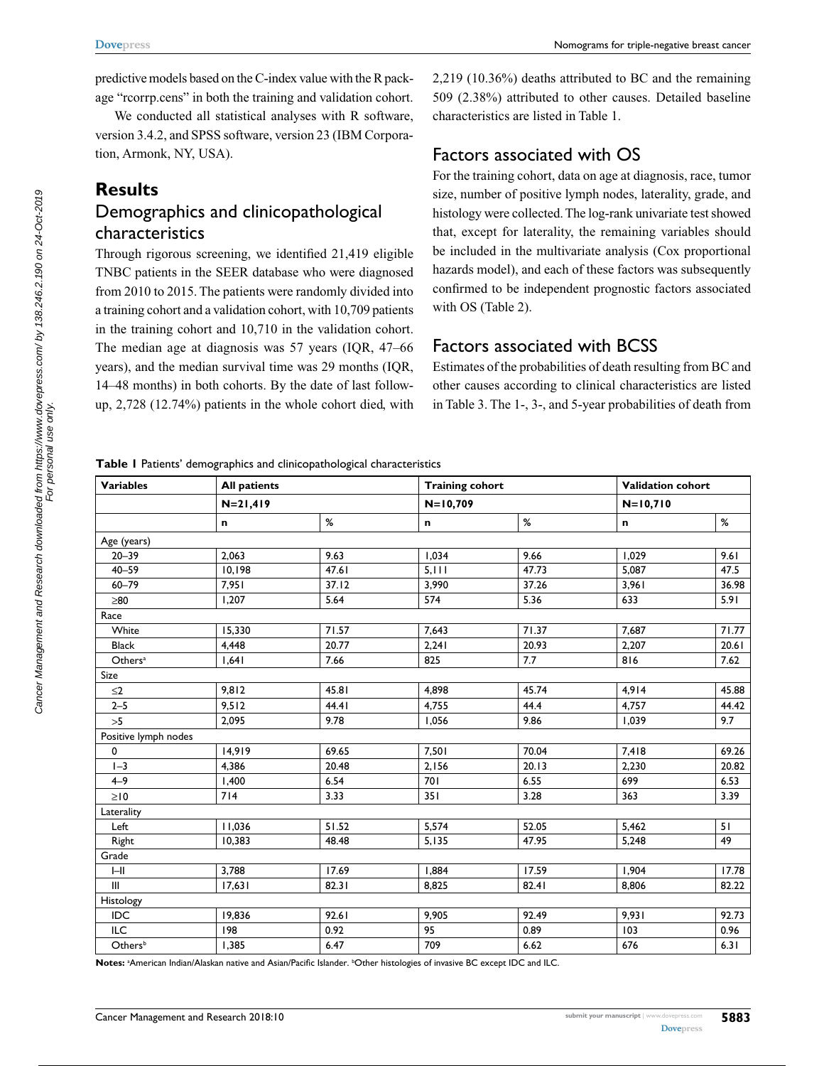predictive models based on the C-index value with the R package "rcorrp.cens" in both the training and validation cohort.

We conducted all statistical analyses with R software, version 3.4.2, and SPSS software, version 23 (IBM Corporation, Armonk, NY, USA).

## Results

### Demographics and clinicopathological characteristics

Through rigorous screening, we identified 21,419 eligible TNBC patients in the SEER database who were diagnosed from 2010 to 2015. The patients were randomly divided into a training cohort and a validation cohort, with 10,709 patients in the training cohort and 10,710 in the validation cohort. The median age at diagnosis was 57 years (IQR, 47–66 years), and the median survival time was 29 months (IQR, 14–48 months) in both cohorts. By the date of last follow-up, 2,728 (12.74%) patients in the whole cohort died, with 2,219 (10.36%) deaths attributed to BC and the remaining 509 (2.38%) attributed to other causes. Detailed baseline characteristics are listed in Table 1.

### Factors associated with OS

For the training cohort, data on age at diagnosis, race, tumor size, number of positive lymph nodes, laterality, grade, and histology were collected. The log-rank univariate test showed that, except for laterality, the remaining variables should be included in the multivariate analysis (Cox proportional hazards model), and each of these factors was subsequently confirmed to be independent prognostic factors associated with OS (Table 2).

### Factors associated with BCSS

Estimates of the probabilities of death resulting from BC and other causes according to clinical characteristics are listed in Table 3. The 1-, 3-, and 5-year probabilities of death from

**Table 1** Patients' demographics and clinicopathological characteristics

| Variables | All patients | | Training cohort | | Validation cohort | |
|---|---|---|---|---|---|---|
| | N=21,419 | | N=10,709 | | N=10,710 | |
| | n | % | n | % | n | % |
| Age (years) | | | | | | |
| 20–39 | 2,063 | 9.63 | 1,034 | 9.66 | 1,029 | 9.61 |
| 40–59 | 10,198 | 47.61 | 5,111 | 47.73 | 5,087 | 47.5 |
| 60–79 | 7,951 | 37.12 | 3,990 | 37.26 | 3,961 | 36.98 |
| ≥80 | 1,207 | 5.64 | 574 | 5.36 | 633 | 5.91 |
| Race | | | | | | |
| White | 15,330 | 71.57 | 7,643 | 71.37 | 7,687 | 71.77 |
| Black | 4,448 | 20.77 | 2,241 | 20.93 | 2,207 | 20.61 |
| Others[a] | 1,641 | 7.66 | 825 | 7.7 | 816 | 7.62 |
| Size | | | | | | |
| ≤2 | 9,812 | 45.81 | 4,898 | 45.74 | 4,914 | 45.88 |
| 2–5 | 9,512 | 44.41 | 4,755 | 44.4 | 4,757 | 44.42 |
| >5 | 2,095 | 9.78 | 1,056 | 9.86 | 1,039 | 9.7 |
| Positive lymph nodes | | | | | | |
| 0 | 14,919 | 69.65 | 7,501 | 70.04 | 7,418 | 69.26 |
| 1–3 | 4,386 | 20.48 | 2,156 | 20.13 | 2,230 | 20.82 |
| 4–9 | 1,400 | 6.54 | 701 | 6.55 | 699 | 6.53 |
| ≥10 | 714 | 3.33 | 351 | 3.28 | 363 | 3.39 |
| Laterality | | | | | | |
| Left | 11,036 | 51.52 | 5,574 | 52.05 | 5,462 | 51 |
| Right | 10,383 | 48.48 | 5,135 | 47.95 | 5,248 | 49 |
| Grade | | | | | | |
| I–II | 3,788 | 17.69 | 1,884 | 17.59 | 1,904 | 17.78 |
| III | 17,631 | 82.31 | 8,825 | 82.41 | 8,806 | 82.22 |
| Histology | | | | | | |
| IDC | 19,836 | 92.61 | 9,905 | 92.49 | 9,931 | 92.73 |
| ILC | 198 | 0.92 | 95 | 0.89 | 103 | 0.96 |
| Others[b] | 1,385 | 6.47 | 709 | 6.62 | 676 | 6.31 |

**Notes:** [a]American Indian/Alaskan native and Asian/Pacific Islander. [b]Other histologies of invasive BC except IDC and ILC.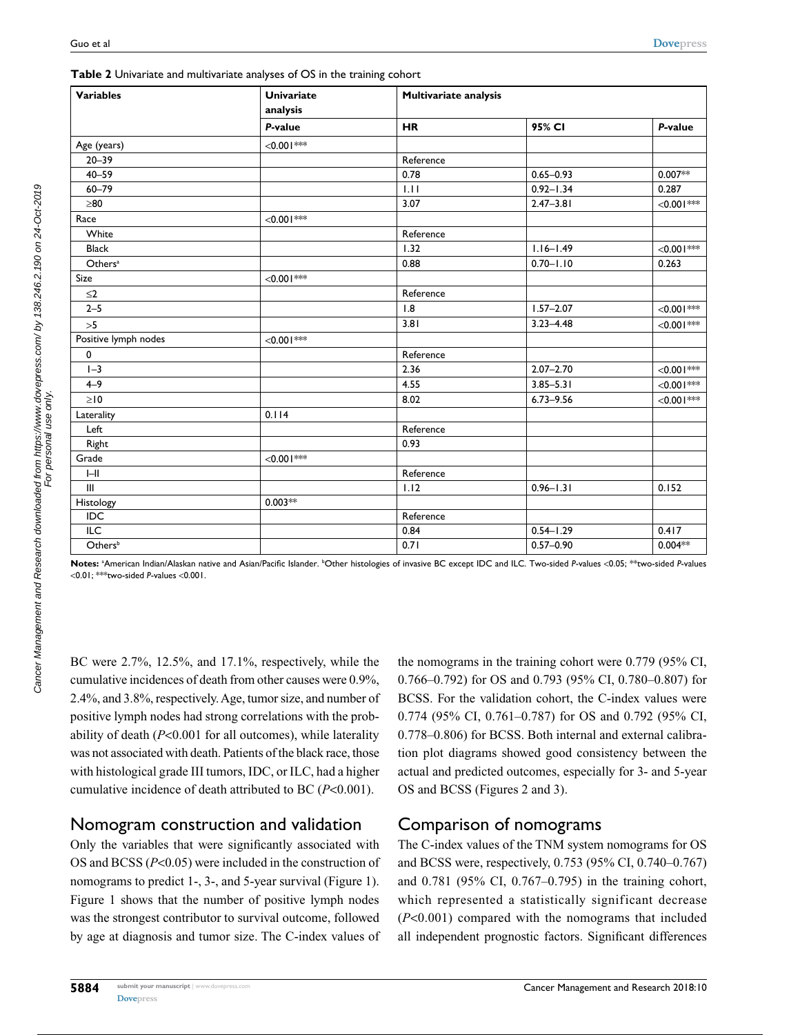**Table 2** Univariate and multivariate analyses of OS in the training cohort

| Variables | Univariate analysis | Multivariate analysis | | |
|---|---|---|---|---|
| | *P*-value | HR | 95% CI | *P*-value |
| Age (years) | <0.001*** | | | |
| 20–39 | | Reference | | |
| 40–59 | | 0.78 | 0.65–0.93 | 0.007** |
| 60–79 | | 1.11 | 0.92–1.34 | 0.287 |
| ≥80 | | 3.07 | 2.47–3.81 | <0.001*** |
| Race | <0.001*** | | | |
| White | | Reference | | |
| Black | | 1.32 | 1.16–1.49 | <0.001*** |
| Others[a] | | 0.88 | 0.70–1.10 | 0.263 |
| Size | <0.001*** | | | |
| ≤2 | | Reference | | |
| 2–5 | | 1.8 | 1.57–2.07 | <0.001*** |
| >5 | | 3.81 | 3.23–4.48 | <0.001*** |
| Positive lymph nodes | <0.001*** | | | |
| 0 | | Reference | | |
| 1–3 | | 2.36 | 2.07–2.70 | <0.001*** |
| 4–9 | | 4.55 | 3.85–5.31 | <0.001*** |
| ≥10 | | 8.02 | 6.73–9.56 | <0.001*** |
| Laterality | 0.114 | | | |
| Left | | Reference | | |
| Right | | 0.93 | | |
| Grade | <0.001*** | | | |
| I–II | | Reference | | |
| III | | 1.12 | 0.96–1.31 | 0.152 |
| Histology | 0.003** | | | |
| IDC | | Reference | | |
| ILC | | 0.84 | 0.54–1.29 | 0.417 |
| Others[b] | | 0.71 | 0.57–0.90 | 0.004** |

**Notes:** [a]American Indian/Alaskan native and Asian/Pacific Islander. [b]Other histologies of invasive BC except IDC and ILC. Two-sided *P*-values <0.05; **two-sided *P*-values <0.01; ***two-sided *P*-values <0.001.

BC were 2.7%, 12.5%, and 17.1%, respectively, while the cumulative incidences of death from other causes were 0.9%, 2.4%, and 3.8%, respectively. Age, tumor size, and number of positive lymph nodes had strong correlations with the probability of death (*P*<0.001 for all outcomes), while laterality was not associated with death. Patients of the black race, those with histological grade III tumors, IDC, or ILC, had a higher cumulative incidence of death attributed to BC (*P*<0.001).

## Nomogram construction and validation

Only the variables that were significantly associated with OS and BCSS (*P*<0.05) were included in the construction of nomograms to predict 1-, 3-, and 5-year survival (Figure 1). Figure 1 shows that the number of positive lymph nodes was the strongest contributor to survival outcome, followed by age at diagnosis and tumor size. The C-index values of the nomograms in the training cohort were 0.779 (95% CI, 0.766–0.792) for OS and 0.793 (95% CI, 0.780–0.807) for BCSS. For the validation cohort, the C-index values were 0.774 (95% CI, 0.761–0.787) for OS and 0.792 (95% CI, 0.778–0.806) for BCSS. Both internal and external calibration plot diagrams showed good consistency between the actual and predicted outcomes, especially for 3- and 5-year OS and BCSS (Figures 2 and 3).

## Comparison of nomograms

The C-index values of the TNM system nomograms for OS and BCSS were, respectively, 0.753 (95% CI, 0.740–0.767) and 0.781 (95% CI, 0.767–0.795) in the training cohort, which represented a statistically significant decrease (*P*<0.001) compared with the nomograms that included all independent prognostic factors. Significant differences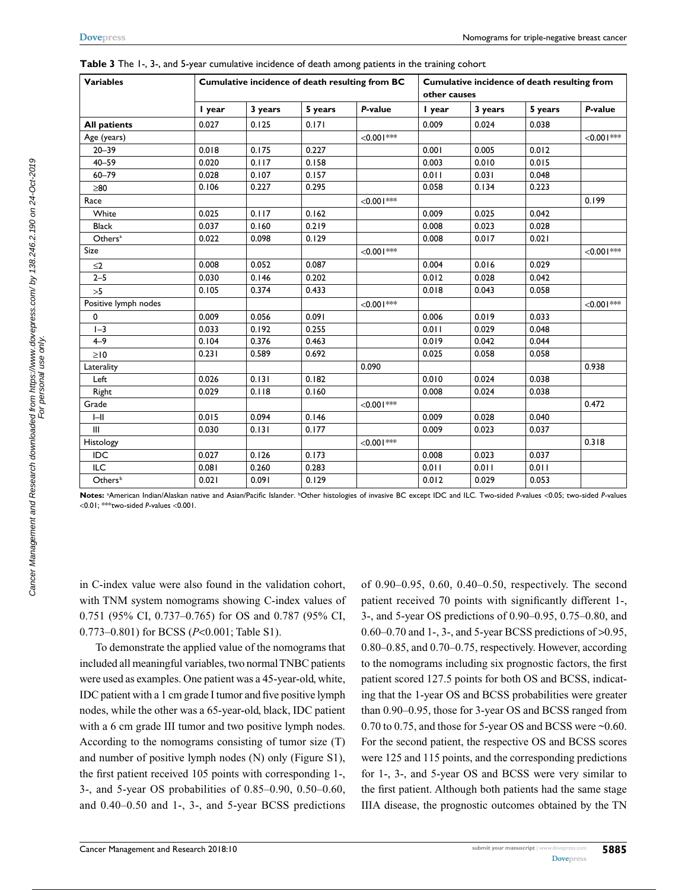**Table 3** The 1-, 3-, and 5-year cumulative incidence of death among patients in the training cohort

| Variables | Cumulative incidence of death resulting from BC | | | | Cumulative incidence of death resulting from other causes | | | |
|---|---|---|---|---|---|---|---|---|
| | 1 year | 3 years | 5 years | *P*-value | 1 year | 3 years | 5 years | *P*-value |
| **All patients** | 0.027 | 0.125 | 0.171 | | 0.009 | 0.024 | 0.038 | |
| Age (years) | | | | <0.001*** | | | | <0.001*** |
| 20–39 | 0.018 | 0.175 | 0.227 | | 0.001 | 0.005 | 0.012 | |
| 40–59 | 0.020 | 0.117 | 0.158 | | 0.003 | 0.010 | 0.015 | |
| 60–79 | 0.028 | 0.107 | 0.157 | | 0.011 | 0.031 | 0.048 | |
| ≥80 | 0.106 | 0.227 | 0.295 | | 0.058 | 0.134 | 0.223 | |
| Race | | | | <0.001*** | | | | 0.199 |
| White | 0.025 | 0.117 | 0.162 | | 0.009 | 0.025 | 0.042 | |
| Black | 0.037 | 0.160 | 0.219 | | 0.008 | 0.023 | 0.028 | |
| Others[a] | 0.022 | 0.098 | 0.129 | | 0.008 | 0.017 | 0.021 | |
| Size | | | | <0.001*** | | | | <0.001*** |
| ≤2 | 0.008 | 0.052 | 0.087 | | 0.004 | 0.016 | 0.029 | |
| 2–5 | 0.030 | 0.146 | 0.202 | | 0.012 | 0.028 | 0.042 | |
| >5 | 0.105 | 0.374 | 0.433 | | 0.018 | 0.043 | 0.058 | |
| Positive lymph nodes | | | | <0.001*** | | | | <0.001*** |
| 0 | 0.009 | 0.056 | 0.091 | | 0.006 | 0.019 | 0.033 | |
| 1–3 | 0.033 | 0.192 | 0.255 | | 0.011 | 0.029 | 0.048 | |
| 4–9 | 0.104 | 0.376 | 0.463 | | 0.019 | 0.042 | 0.044 | |
| ≥10 | 0.231 | 0.589 | 0.692 | | 0.025 | 0.058 | 0.058 | |
| Laterality | | | | 0.090 | | | | 0.938 |
| Left | 0.026 | 0.131 | 0.182 | | 0.010 | 0.024 | 0.038 | |
| Right | 0.029 | 0.118 | 0.160 | | 0.008 | 0.024 | 0.038 | |
| Grade | | | | <0.001*** | | | | 0.472 |
| I–II | 0.015 | 0.094 | 0.146 | | 0.009 | 0.028 | 0.040 | |
| III | 0.030 | 0.131 | 0.177 | | 0.009 | 0.023 | 0.037 | |
| Histology | | | | <0.001*** | | | | 0.318 |
| IDC | 0.027 | 0.126 | 0.173 | | 0.008 | 0.023 | 0.037 | |
| ILC | 0.081 | 0.260 | 0.283 | | 0.011 | 0.011 | 0.011 | |
| Others[b] | 0.021 | 0.091 | 0.129 | | 0.012 | 0.029 | 0.053 | |

**Notes:** [a]American Indian/Alaskan native and Asian/Pacific Islander. [b]Other histologies of invasive BC except IDC and ILC. Two-sided *P*-values <0.05; two-sided *P*-values <0.01; ***two-sided *P*-values <0.001.

in C-index value were also found in the validation cohort, with TNM system nomograms showing C-index values of 0.751 (95% CI, 0.737–0.765) for OS and 0.787 (95% CI, 0.773–0.801) for BCSS (*P*<0.001; Table S1).

To demonstrate the applied value of the nomograms that included all meaningful variables, two normal TNBC patients were used as examples. One patient was a 45-year-old, white, IDC patient with a 1 cm grade I tumor and five positive lymph nodes, while the other was a 65-year-old, black, IDC patient with a 6 cm grade III tumor and two positive lymph nodes. According to the nomograms consisting of tumor size (T) and number of positive lymph nodes (N) only (Figure S1), the first patient received 105 points with corresponding 1-, 3-, and 5-year OS probabilities of 0.85–0.90, 0.50–0.60, and 0.40–0.50 and 1-, 3-, and 5-year BCSS predictions of 0.90–0.95, 0.60, 0.40–0.50, respectively. The second patient received 70 points with significantly different 1-, 3-, and 5-year OS predictions of 0.90–0.95, 0.75–0.80, and 0.60–0.70 and 1-, 3-, and 5-year BCSS predictions of >0.95, 0.80–0.85, and 0.70–0.75, respectively. However, according to the nomograms including six prognostic factors, the first patient scored 127.5 points for both OS and BCSS, indicating that the 1-year OS and BCSS probabilities were greater than 0.90–0.95, those for 3-year OS and BCSS ranged from 0.70 to 0.75, and those for 5-year OS and BCSS were ~0.60. For the second patient, the respective OS and BCSS scores were 125 and 115 points, and the corresponding predictions for 1-, 3-, and 5-year OS and BCSS were very similar to the first patient. Although both patients had the same stage IIIA disease, the prognostic outcomes obtained by the TN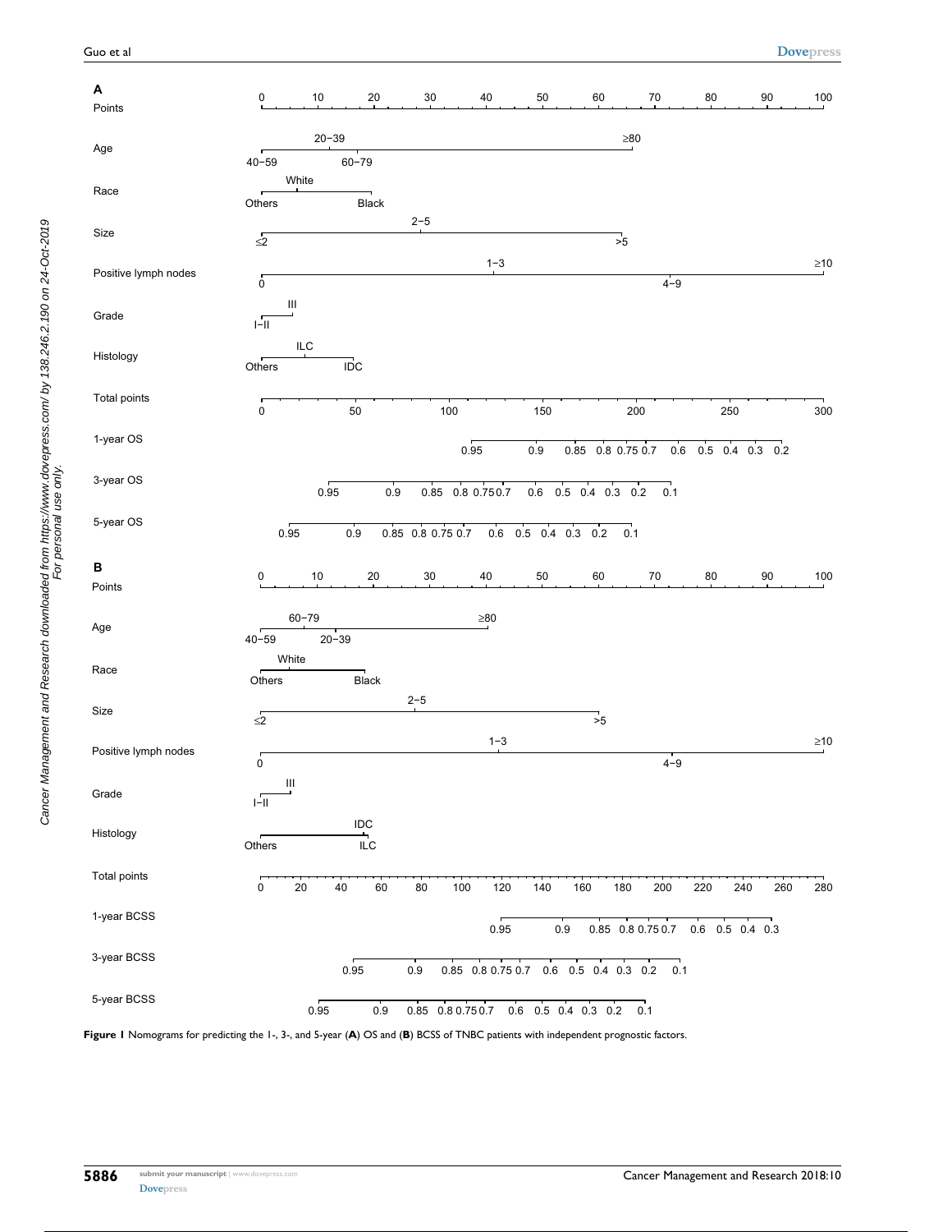Figure 1 Nomograms for predicting the 1-, 3-, and 5-year (**A**) OS and (**B**) BCSS of TNBC patients with independent prognostic factors.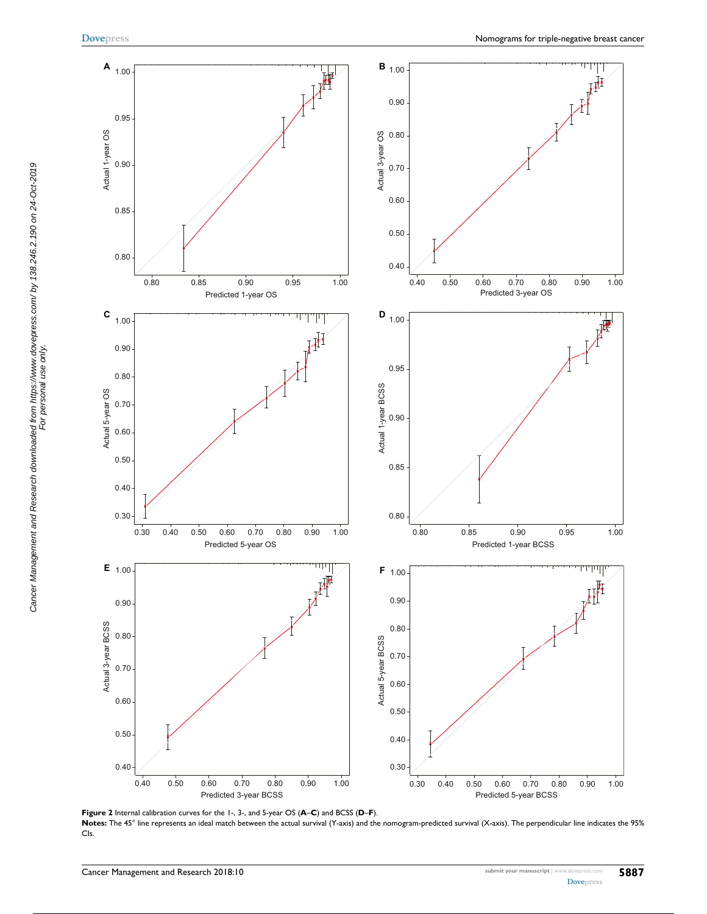**Figure 2** Internal calibration curves for the 1-, 3-, and 5-year OS (**A**–**C**) and BCSS (**D**–**F**).

**Notes:** The 45° line represents an ideal match between the actual survival (Y-axis) and the nomogram-predicted survival (X-axis). The perpendicular line indicates the 95% CIs.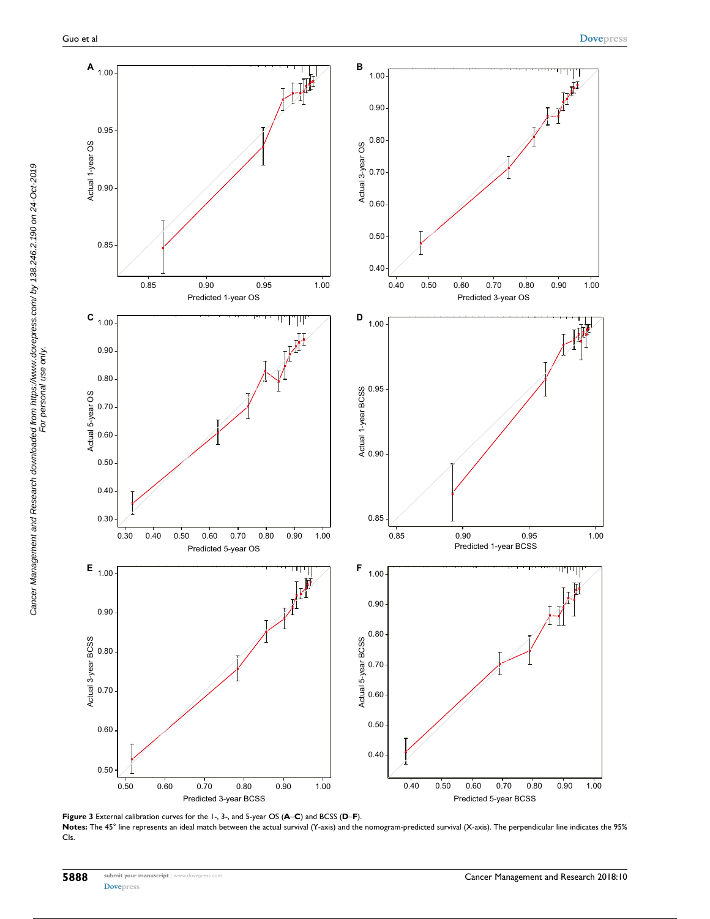**Figure 3** External calibration curves for the 1-, 3-, and 5-year OS (**A**–**C**) and BCSS (**D**–**F**).

**Notes:** The 45° line represents an ideal match between the actual survival (Y-axis) and the nomogram-predicted survival (X-axis). The perpendicular line indicates the 95% CIs.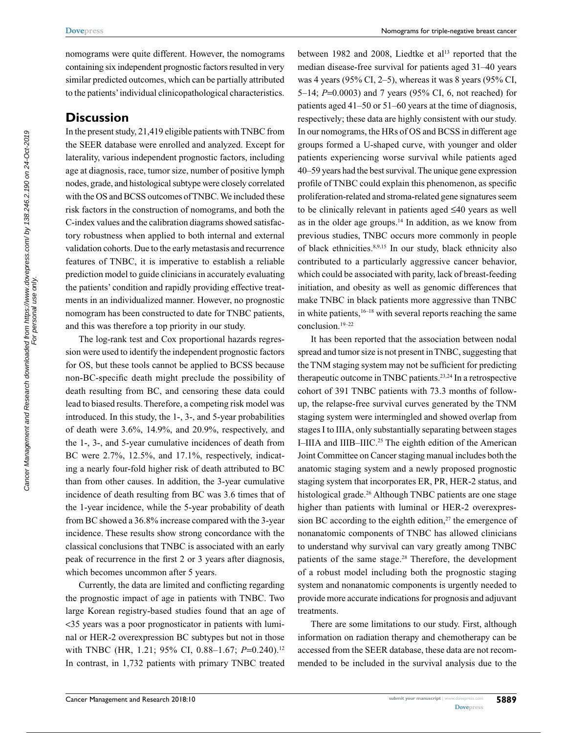nomograms were quite different. However, the nomograms containing six independent prognostic factors resulted in very similar predicted outcomes, which can be partially attributed to the patients' individual clinicopathological characteristics.

## Discussion

In the present study, 21,419 eligible patients with TNBC from the SEER database were enrolled and analyzed. Except for laterality, various independent prognostic factors, including age at diagnosis, race, tumor size, number of positive lymph nodes, grade, and histological subtype were closely correlated with the OS and BCSS outcomes of TNBC. We included these risk factors in the construction of nomograms, and both the C-index values and the calibration diagrams showed satisfactory robustness when applied to both internal and external validation cohorts. Due to the early metastasis and recurrence features of TNBC, it is imperative to establish a reliable prediction model to guide clinicians in accurately evaluating the patients' condition and rapidly providing effective treatments in an individualized manner. However, no prognostic nomogram has been constructed to date for TNBC patients, and this was therefore a top priority in our study.

The log-rank test and Cox proportional hazards regression were used to identify the independent prognostic factors for OS, but these tools cannot be applied to BCSS because non-BC-specific death might preclude the possibility of death resulting from BC, and censoring these data could lead to biased results. Therefore, a competing risk model was introduced. In this study, the 1-, 3-, and 5-year probabilities of death were 3.6%, 14.9%, and 20.9%, respectively, and the 1-, 3-, and 5-year cumulative incidences of death from BC were 2.7%, 12.5%, and 17.1%, respectively, indicating a nearly four-fold higher risk of death attributed to BC than from other causes. In addition, the 3-year cumulative incidence of death resulting from BC was 3.6 times that of the 1-year incidence, while the 5-year probability of death from BC showed a 36.8% increase compared with the 3-year incidence. These results show strong concordance with the classical conclusions that TNBC is associated with an early peak of recurrence in the first 2 or 3 years after diagnosis, which becomes uncommon after 5 years.

Currently, the data are limited and conflicting regarding the prognostic impact of age in patients with TNBC. Two large Korean registry-based studies found that an age of <35 years was a poor prognosticator in patients with luminal or HER-2 overexpression BC subtypes but not in those with TNBC (HR, 1.21; 95% CI, 0.88–1.67; *P*=0.240).[12] In contrast, in 1,732 patients with primary TNBC treated between 1982 and 2008, Liedtke et al[13] reported that the median disease-free survival for patients aged 31–40 years was 4 years (95% CI, 2–5), whereas it was 8 years (95% CI, 5–14; *P*=0.0003) and 7 years (95% CI, 6, not reached) for patients aged 41–50 or 51–60 years at the time of diagnosis, respectively; these data are highly consistent with our study. In our nomograms, the HRs of OS and BCSS in different age groups formed a U-shaped curve, with younger and older patients experiencing worse survival while patients aged 40–59 years had the best survival. The unique gene expression profile of TNBC could explain this phenomenon, as specific proliferation-related and stroma-related gene signatures seem to be clinically relevant in patients aged ≤40 years as well as in the older age groups.[14] In addition, as we know from previous studies, TNBC occurs more commonly in people of black ethnicities.[8,9,15] In our study, black ethnicity also contributed to a particularly aggressive cancer behavior, which could be associated with parity, lack of breast-feeding initiation, and obesity as well as genomic differences that make TNBC in black patients more aggressive than TNBC in white patients,[16–18] with several reports reaching the same conclusion.[19–22]

It has been reported that the association between nodal spread and tumor size is not present in TNBC, suggesting that the TNM staging system may not be sufficient for predicting therapeutic outcome in TNBC patients.[23,24] In a retrospective cohort of 391 TNBC patients with 73.3 months of follow-up, the relapse-free survival curves generated by the TNM staging system were intermingled and showed overlap from stages I to IIIA, only substantially separating between stages I–IIIA and IIIB–IIIC.[25] The eighth edition of the American Joint Committee on Cancer staging manual includes both the anatomic staging system and a newly proposed prognostic staging system that incorporates ER, PR, HER-2 status, and histological grade.[26] Although TNBC patients are one stage higher than patients with luminal or HER-2 overexpression BC according to the eighth edition,[27] the emergence of nonanatomic components of TNBC has allowed clinicians to understand why survival can vary greatly among TNBC patients of the same stage.[28] Therefore, the development of a robust model including both the prognostic staging system and nonanatomic components is urgently needed to provide more accurate indications for prognosis and adjuvant treatments.

There are some limitations to our study. First, although information on radiation therapy and chemotherapy can be accessed from the SEER database, these data are not recommended to be included in the survival analysis due to the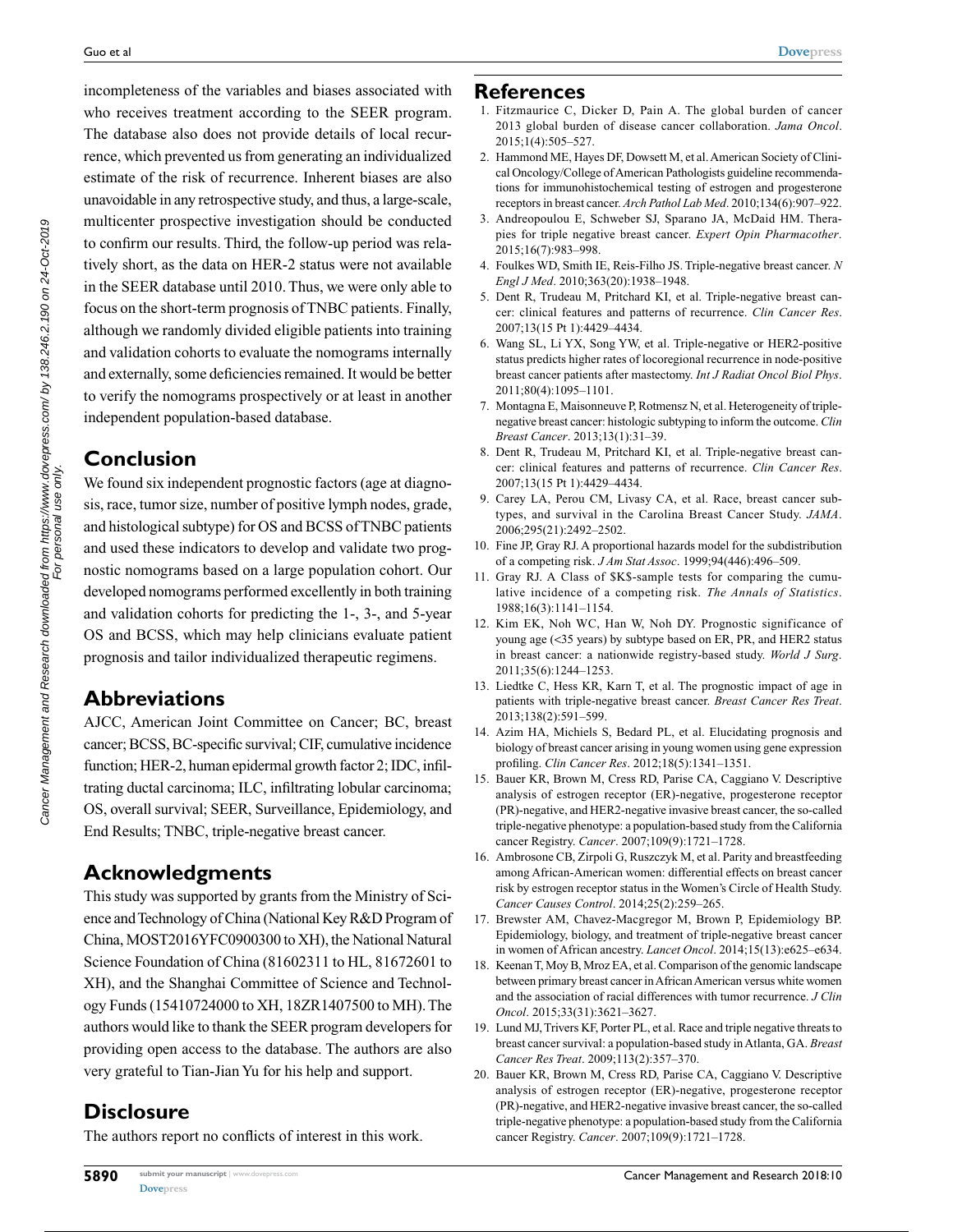incompleteness of the variables and biases associated with who receives treatment according to the SEER program. The database also does not provide details of local recurrence, which prevented us from generating an individualized estimate of the risk of recurrence. Inherent biases are also unavoidable in any retrospective study, and thus, a large-scale, multicenter prospective investigation should be conducted to confirm our results. Third, the follow-up period was relatively short, as the data on HER-2 status were not available in the SEER database until 2010. Thus, we were only able to focus on the short-term prognosis of TNBC patients. Finally, although we randomly divided eligible patients into training and validation cohorts to evaluate the nomograms internally and externally, some deficiencies remained. It would be better to verify the nomograms prospectively or at least in another independent population-based database.

## Conclusion

We found six independent prognostic factors (age at diagnosis, race, tumor size, number of positive lymph nodes, grade, and histological subtype) for OS and BCSS of TNBC patients and used these indicators to develop and validate two prognostic nomograms based on a large population cohort. Our developed nomograms performed excellently in both training and validation cohorts for predicting the 1-, 3-, and 5-year OS and BCSS, which may help clinicians evaluate patient prognosis and tailor individualized therapeutic regimens.

## Abbreviations

AJCC, American Joint Committee on Cancer; BC, breast cancer; BCSS, BC-specific survival; CIF, cumulative incidence function; HER-2, human epidermal growth factor 2; IDC, infiltrating ductal carcinoma; ILC, infiltrating lobular carcinoma; OS, overall survival; SEER, Surveillance, Epidemiology, and End Results; TNBC, triple-negative breast cancer.

## Acknowledgments

This study was supported by grants from the Ministry of Science and Technology of China (National Key R&D Program of China, MOST2016YFC0900300 to XH), the National Natural Science Foundation of China (81602311 to HL, 81672601 to XH), and the Shanghai Committee of Science and Technology Funds (15410724000 to XH, 18ZR1407500 to MH). The authors would like to thank the SEER program developers for providing open access to the database. The authors are also very grateful to Tian-Jian Yu for his help and support.

## Disclosure

The authors report no conflicts of interest in this work.

## References

1. Fitzmaurice C, Dicker D, Pain A. The global burden of cancer 2013 global burden of disease cancer collaboration. *Jama Oncol*. 2015;1(4):505–527.
2. Hammond ME, Hayes DF, Dowsett M, et al. American Society of Clinical Oncology/College of American Pathologists guideline recommendations for immunohistochemical testing of estrogen and progesterone receptors in breast cancer. *Arch Pathol Lab Med*. 2010;134(6):907–922.
3. Andreopoulou E, Schweber SJ, Sparano JA, McDaid HM. Therapies for triple negative breast cancer. *Expert Opin Pharmacother*. 2015;16(7):983–998.
4. Foulkes WD, Smith IE, Reis-Filho JS. Triple-negative breast cancer. *N Engl J Med*. 2010;363(20):1938–1948.
5. Dent R, Trudeau M, Pritchard KI, et al. Triple-negative breast cancer: clinical features and patterns of recurrence. *Clin Cancer Res*. 2007;13(15 Pt 1):4429–4434.
6. Wang SL, Li YX, Song YW, et al. Triple-negative or HER2-positive status predicts higher rates of locoregional recurrence in node-positive breast cancer patients after mastectomy. *Int J Radiat Oncol Biol Phys*. 2011;80(4):1095–1101.
7. Montagna E, Maisonneuve P, Rotmensz N, et al. Heterogeneity of triple-negative breast cancer: histologic subtyping to inform the outcome. *Clin Breast Cancer*. 2013;13(1):31–39.
8. Dent R, Trudeau M, Pritchard KI, et al. Triple-negative breast cancer: clinical features and patterns of recurrence. *Clin Cancer Res*. 2007;13(15 Pt 1):4429–4434.
9. Carey LA, Perou CM, Livasy CA, et al. Race, breast cancer subtypes, and survival in the Carolina Breast Cancer Study. *JAMA*. 2006;295(21):2492–2502.
10. Fine JP, Gray RJ. A proportional hazards model for the subdistribution of a competing risk. *J Am Stat Assoc*. 1999;94(446):496–509.
11. Gray RJ. A Class of $K$-sample tests for comparing the cumulative incidence of a competing risk. *The Annals of Statistics*. 1988;16(3):1141–1154.
12. Kim EK, Noh WC, Han W, Noh DY. Prognostic significance of young age (<35 years) by subtype based on ER, PR, and HER2 status in breast cancer: a nationwide registry-based study. *World J Surg*. 2011;35(6):1244–1253.
13. Liedtke C, Hess KR, Karn T, et al. The prognostic impact of age in patients with triple-negative breast cancer. *Breast Cancer Res Treat*. 2013;138(2):591–599.
14. Azim HA, Michiels S, Bedard PL, et al. Elucidating prognosis and biology of breast cancer arising in young women using gene expression profiling. *Clin Cancer Res*. 2012;18(5):1341–1351.
15. Bauer KR, Brown M, Cress RD, Parise CA, Caggiano V. Descriptive analysis of estrogen receptor (ER)-negative, progesterone receptor (PR)-negative, and HER2-negative invasive breast cancer, the so-called triple-negative phenotype: a population-based study from the California cancer Registry. *Cancer*. 2007;109(9):1721–1728.
16. Ambrosone CB, Zirpoli G, Ruszczyk M, et al. Parity and breastfeeding among African-American women: differential effects on breast cancer risk by estrogen receptor status in the Women's Circle of Health Study. *Cancer Causes Control*. 2014;25(2):259–265.
17. Brewster AM, Chavez-Macgregor M, Brown P, Epidemiology BP. Epidemiology, biology, and treatment of triple-negative breast cancer in women of African ancestry. *Lancet Oncol*. 2014;15(13):e625–e634.
18. Keenan T, Moy B, Mroz EA, et al. Comparison of the genomic landscape between primary breast cancer in African American versus white women and the association of racial differences with tumor recurrence. *J Clin Oncol*. 2015;33(31):3621–3627.
19. Lund MJ, Trivers KF, Porter PL, et al. Race and triple negative threats to breast cancer survival: a population-based study in Atlanta, GA. *Breast Cancer Res Treat*. 2009;113(2):357–370.
20. Bauer KR, Brown M, Cress RD, Parise CA, Caggiano V. Descriptive analysis of estrogen receptor (ER)-negative, progesterone receptor (PR)-negative, and HER2-negative invasive breast cancer, the so-called triple-negative phenotype: a population-based study from the California cancer Registry. *Cancer*. 2007;109(9):1721–1728.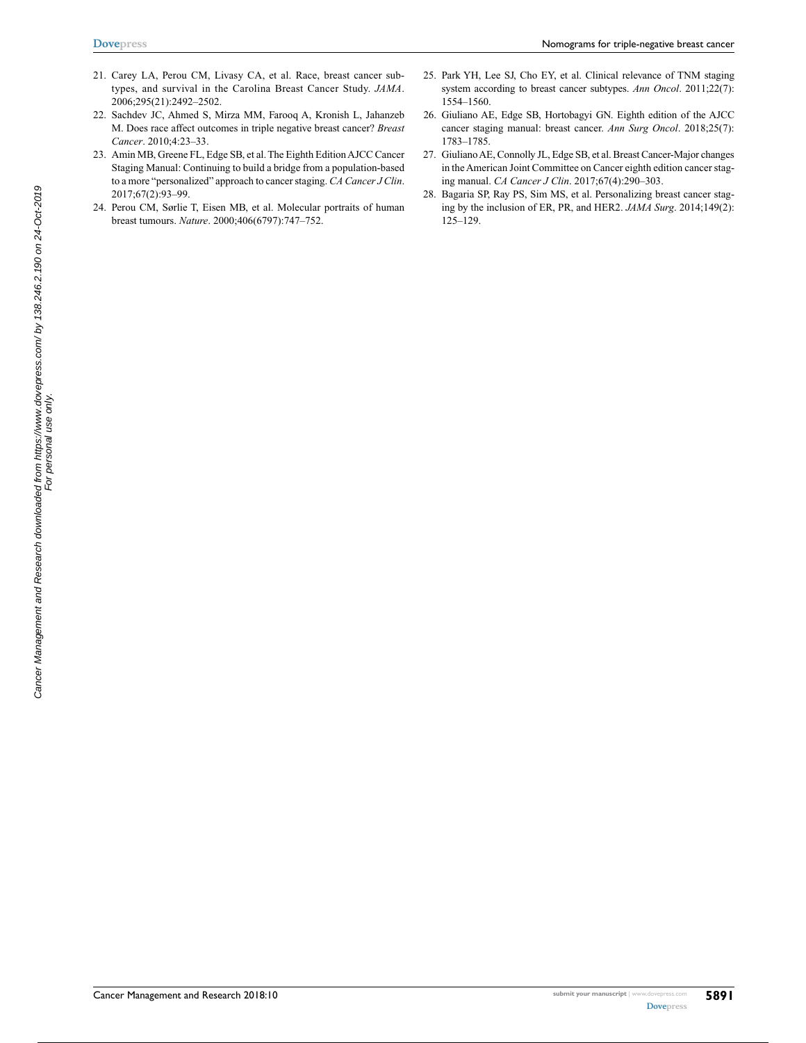21. Carey LA, Perou CM, Livasy CA, et al. Race, breast cancer subtypes, and survival in the Carolina Breast Cancer Study. *JAMA*. 2006;295(21):2492–2502.
22. Sachdev JC, Ahmed S, Mirza MM, Farooq A, Kronish L, Jahanzeb M. Does race affect outcomes in triple negative breast cancer? *Breast Cancer*. 2010;4:23–33.
23. Amin MB, Greene FL, Edge SB, et al. The Eighth Edition AJCC Cancer Staging Manual: Continuing to build a bridge from a population-based to a more "personalized" approach to cancer staging. *CA Cancer J Clin*. 2017;67(2):93–99.
24. Perou CM, Sørlie T, Eisen MB, et al. Molecular portraits of human breast tumours. *Nature*. 2000;406(6797):747–752.
25. Park YH, Lee SJ, Cho EY, et al. Clinical relevance of TNM staging system according to breast cancer subtypes. *Ann Oncol*. 2011;22(7):1554–1560.
26. Giuliano AE, Edge SB, Hortobagyi GN. Eighth edition of the AJCC cancer staging manual: breast cancer. *Ann Surg Oncol*. 2018;25(7):1783–1785.
27. Giuliano AE, Connolly JL, Edge SB, et al. Breast Cancer-Major changes in the American Joint Committee on Cancer eighth edition cancer staging manual. *CA Cancer J Clin*. 2017;67(4):290–303.
28. Bagaria SP, Ray PS, Sim MS, et al. Personalizing breast cancer staging by the inclusion of ER, PR, and HER2. *JAMA Surg*. 2014;149(2):125–129.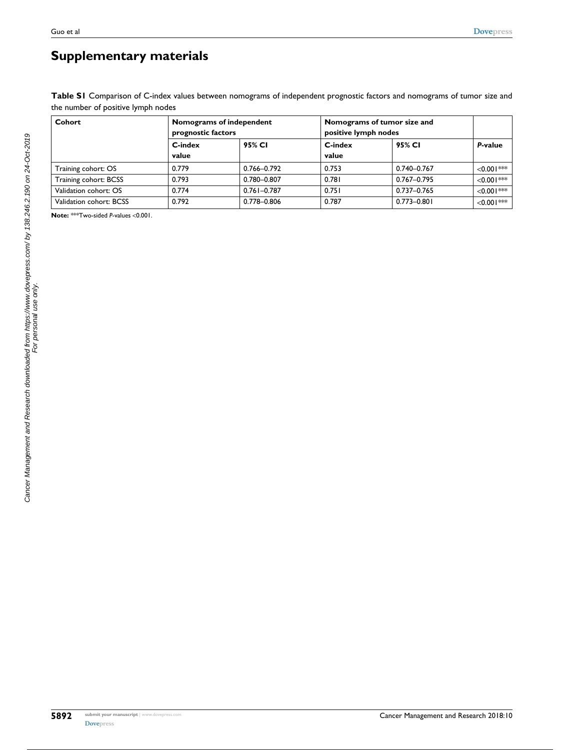# Supplementary materials

**Table S1** Comparison of C-index values between nomograms of independent prognostic factors and nomograms of tumor size and the number of positive lymph nodes

| Cohort | Nomograms of independent prognostic factors | | Nomograms of tumor size and positive lymph nodes | | |
|---|---|---|---|---|---|
| | C-index value | 95% CI | C-index value | 95% CI | *P*-value |
| Training cohort: OS | 0.779 | 0.766–0.792 | 0.753 | 0.740–0.767 | <0.001*** |
| Training cohort: BCSS | 0.793 | 0.780–0.807 | 0.781 | 0.767–0.795 | <0.001*** |
| Validation cohort: OS | 0.774 | 0.761–0.787 | 0.751 | 0.737–0.765 | <0.001*** |
| Validation cohort: BCSS | 0.792 | 0.778–0.806 | 0.787 | 0.773–0.801 | <0.001*** |

**Note:** ***Two-sided *P*-values <0.001.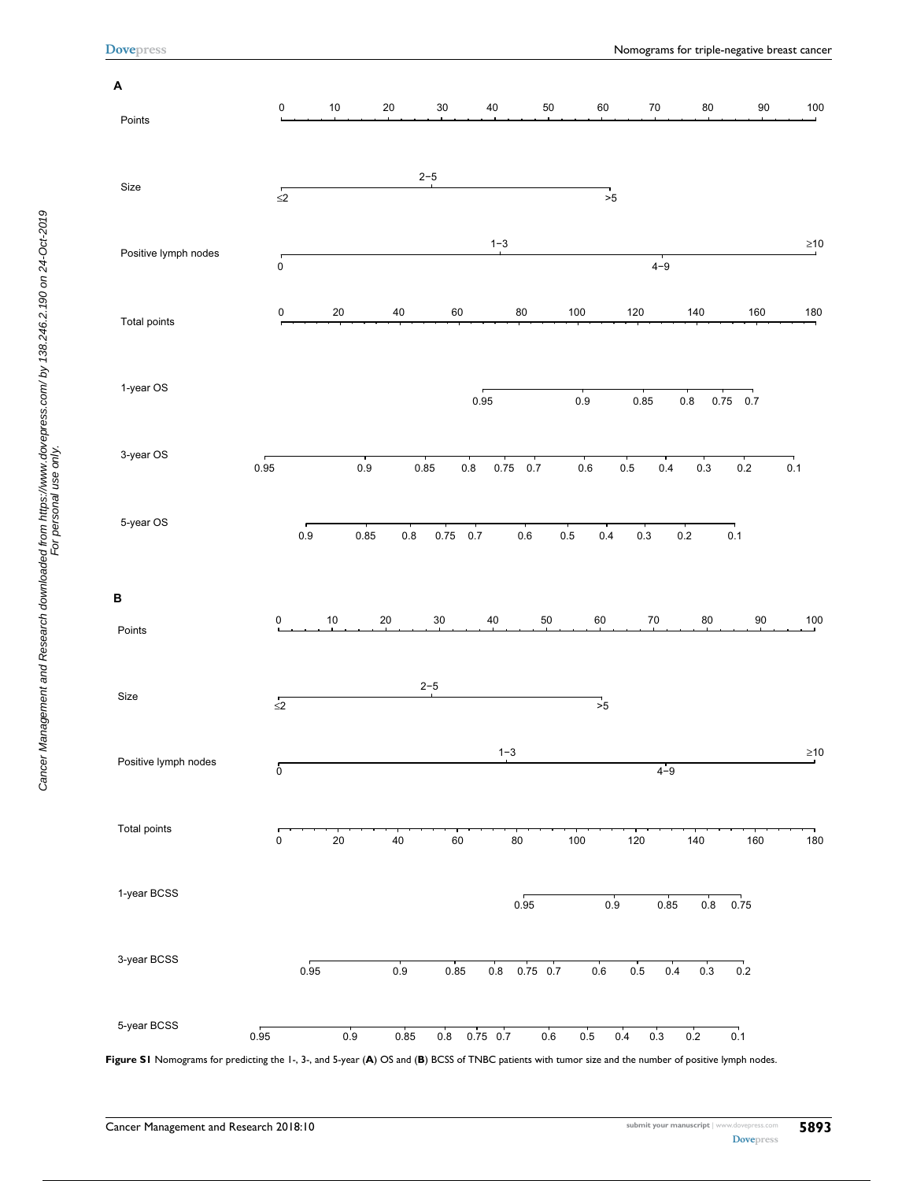**A**

Points: 0, 10, 20, 30, 40, 50, 60, 70, 80, 90, 100

Size: ≤2, 2–5, >5

Positive lymph nodes: 0, 1–3, 4–9, ≥10

Total points: 0, 20, 40, 60, 80, 100, 120, 140, 160, 180

1-year OS: 0.95, 0.9, 0.85, 0.8, 0.75, 0.7

3-year OS: 0.95, 0.9, 0.85, 0.8, 0.75, 0.7, 0.6, 0.5, 0.4, 0.3, 0.2, 0.1

5-year OS: 0.9, 0.85, 0.8, 0.75, 0.7, 0.6, 0.5, 0.4, 0.3, 0.2, 0.1

**B**

Points: 0, 10, 20, 30, 40, 50, 60, 70, 80, 90, 100

Size: ≤2, 2–5, >5

Positive lymph nodes: 0, 1–3, 4–9, ≥10

Total points: 0, 20, 40, 60, 80, 100, 120, 140, 160, 180

1-year BCSS: 0.95, 0.9, 0.85, 0.8, 0.75

3-year BCSS: 0.95, 0.9, 0.85, 0.8, 0.75, 0.7, 0.6, 0.5, 0.4, 0.3, 0.2

5-year BCSS: 0.95, 0.9, 0.85, 0.8, 0.75, 0.7, 0.6, 0.5, 0.4, 0.3, 0.2, 0.1

**Figure S1** Nomograms for predicting the 1-, 3-, and 5-year (**A**) OS and (**B**) BCSS of TNBC patients with tumor size and the number of positive lymph nodes.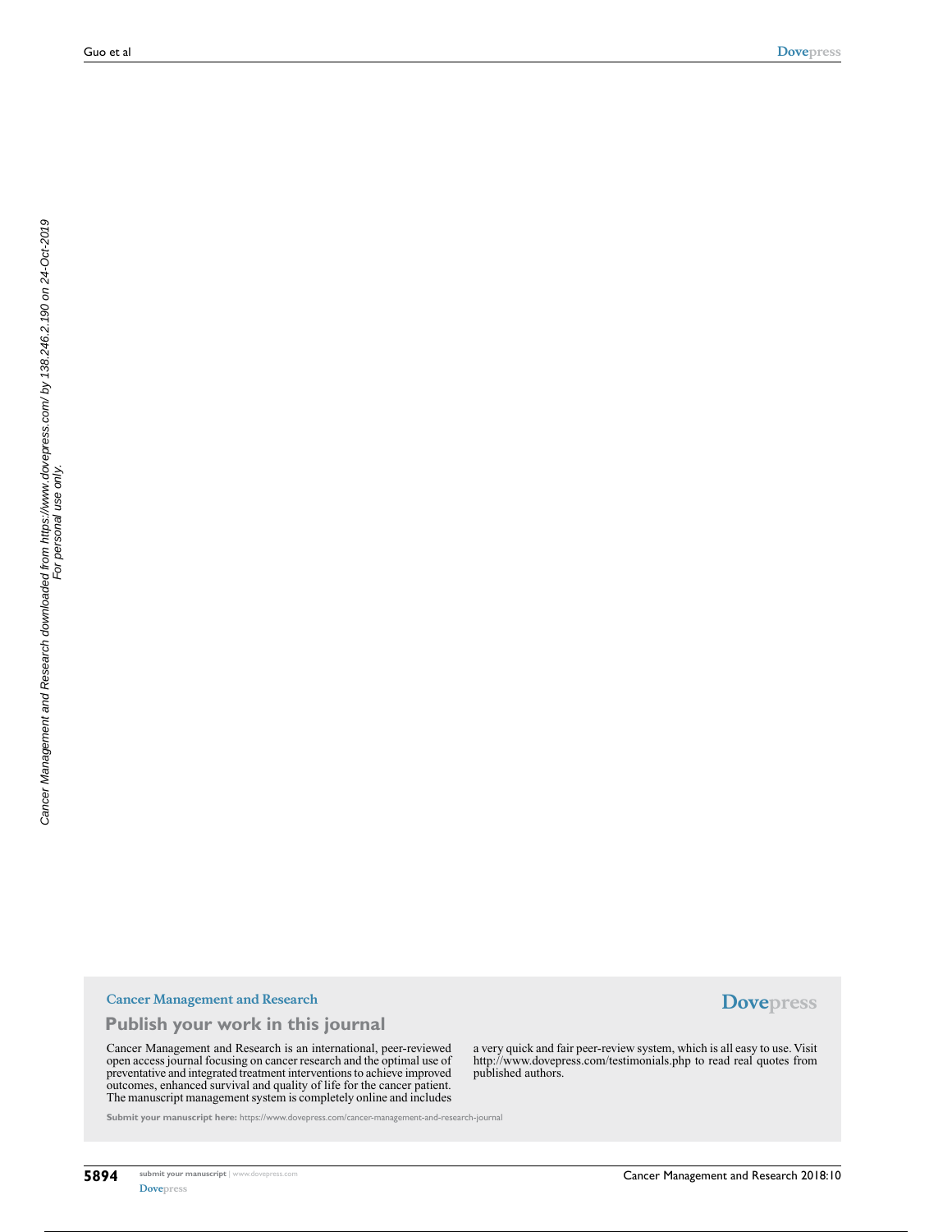**Cancer Management and Research**

## Publish your work in this journal

Cancer Management and Research is an international, peer-reviewed open access journal focusing on cancer research and the optimal use of preventative and integrated treatment interventions to achieve improved outcomes, enhanced survival and quality of life for the cancer patient. The manuscript management system is completely online and includes a very quick and fair peer-review system, which is all easy to use. Visit http://www.dovepress.com/testimonials.php to read real quotes from published authors.

**Submit your manuscript here:** https://www.dovepress.com/cancer-management-and-research-journal